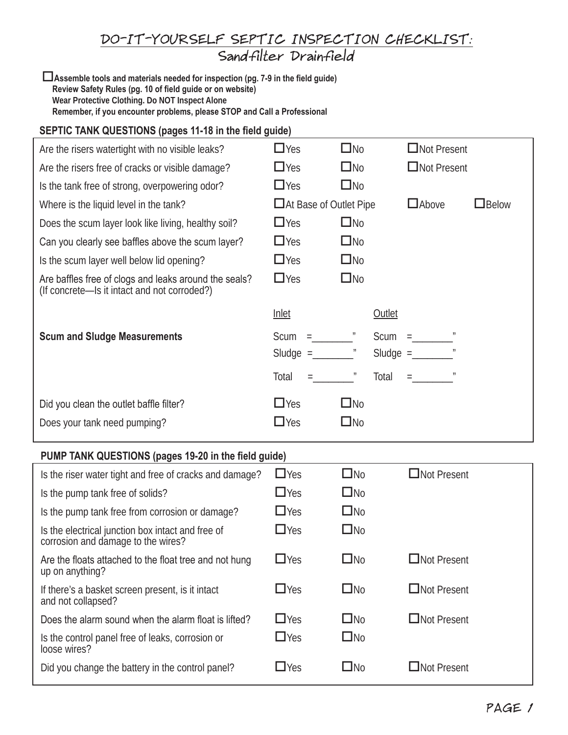# DO-IT-YOURSELF SEPTIC INSPECTION CHECKLIST:

## Sandfilter Drainfield

☐ **Assemble tools and materials needed for inspection (pg. 7-9 in the field guide)**
**Review Safety Rules (pg. 10 of field guide or on website)**
**Wear Protective Clothing. Do NOT Inspect Alone**
**Remember, if you encounter problems, please STOP and Call a Professional**

### SEPTIC TANK QUESTIONS (pages 11-18 in the field guide)

| | | | | |
|---|---|---|---|---|
| Are the risers watertight with no visible leaks? | ☐Yes | ☐No | ☐Not Present | |
| Are the risers free of cracks or visible damage? | ☐Yes | ☐No | ☐Not Present | |
| Is the tank free of strong, overpowering odor? | ☐Yes | ☐No | | |
| Where is the liquid level in the tank? | ☐At Base of Outlet Pipe | | ☐Above | ☐Below |
| Does the scum layer look like living, healthy soil? | ☐Yes | ☐No | | |
| Can you clearly see baffles above the scum layer? | ☐Yes | ☐No | | |
| Is the scum layer well below lid opening? | ☐Yes | ☐No | | |
| Are baffles free of clogs and leaks around the seals? (If concrete—Is it intact and not corroded?) | ☐Yes | ☐No | | |

| | Inlet | Outlet |
|---|---|---|
| **Scum and Sludge Measurements** | Scum =________" | Scum =________" |
| | Sludge =________" | Sludge =________" |
| | Total =________" | Total =________" |

| | | |
|---|---|---|
| Did you clean the outlet baffle filter? | ☐Yes | ☐No |
| Does your tank need pumping? | ☐Yes | ☐No |

### PUMP TANK QUESTIONS (pages 19-20 in the field guide)

| | | | |
|---|---|---|---|
| Is the riser water tight and free of cracks and damage? | ☐Yes | ☐No | ☐Not Present |
| Is the pump tank free of solids? | ☐Yes | ☐No | |
| Is the pump tank free from corrosion or damage? | ☐Yes | ☐No | |
| Is the electrical junction box intact and free of corrosion and damage to the wires? | ☐Yes | ☐No | |
| Are the floats attached to the float tree and not hung up on anything? | ☐Yes | ☐No | ☐Not Present |
| If there's a basket screen present, is it intact and not collapsed? | ☐Yes | ☐No | ☐Not Present |
| Does the alarm sound when the alarm float is lifted? | ☐Yes | ☐No | ☐Not Present |
| Is the control panel free of leaks, corrosion or loose wires? | ☐Yes | ☐No | |
| Did you change the battery in the control panel? | ☐Yes | ☐No | ☐Not Present |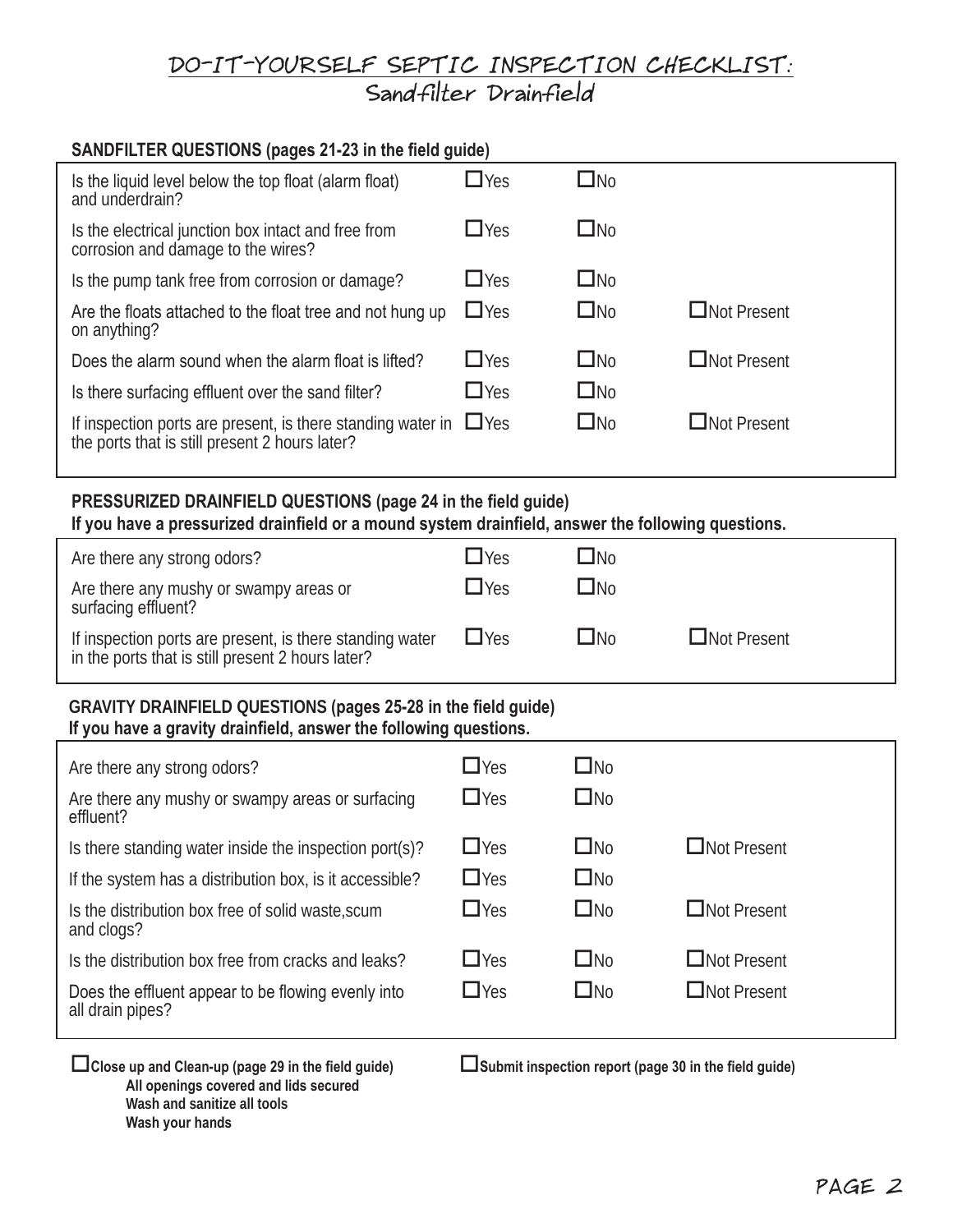# DO-IT-YOURSELF SEPTIC INSPECTION CHECKLIST:

## Sandfilter Drainfield

**SANDFILTER QUESTIONS (pages 21-23 in the field guide)**

| | | | |
|---|---|---|---|
| Is the liquid level below the top float (alarm float) and underdrain? | ☐Yes | ☐No | |
| Is the electrical junction box intact and free from corrosion and damage to the wires? | ☐Yes | ☐No | |
| Is the pump tank free from corrosion or damage? | ☐Yes | ☐No | |
| Are the floats attached to the float tree and not hung up on anything? | ☐Yes | ☐No | ☐Not Present |
| Does the alarm sound when the alarm float is lifted? | ☐Yes | ☐No | ☐Not Present |
| Is there surfacing effluent over the sand filter? | ☐Yes | ☐No | |
| If inspection ports are present, is there standing water in the ports that is still present 2 hours later? | ☐Yes | ☐No | ☐Not Present |

**PRESSURIZED DRAINFIELD QUESTIONS (page 24 in the field guide)**
**If you have a pressurized drainfield or a mound system drainfield, answer the following questions.**

| | | | |
|---|---|---|---|
| Are there any strong odors? | ☐Yes | ☐No | |
| Are there any mushy or swampy areas or surfacing effluent? | ☐Yes | ☐No | |
| If inspection ports are present, is there standing water in the ports that is still present 2 hours later? | ☐Yes | ☐No | ☐Not Present |

**GRAVITY DRAINFIELD QUESTIONS (pages 25-28 in the field guide)**
**If you have a gravity drainfield, answer the following questions.**

| | | | |
|---|---|---|---|
| Are there any strong odors? | ☐Yes | ☐No | |
| Are there any mushy or swampy areas or surfacing effluent? | ☐Yes | ☐No | |
| Is there standing water inside the inspection port(s)? | ☐Yes | ☐No | ☐Not Present |
| If the system has a distribution box, is it accessible? | ☐Yes | ☐No | |
| Is the distribution box free of solid waste,scum and clogs? | ☐Yes | ☐No | ☐Not Present |
| Is the distribution box free from cracks and leaks? | ☐Yes | ☐No | ☐Not Present |
| Does the effluent appear to be flowing evenly into all drain pipes? | ☐Yes | ☐No | ☐Not Present |

☐**Close up and Clean-up (page 29 in the field guide)**
- **All openings covered and lids secured**
- **Wash and sanitize all tools**
- **Wash your hands**

☐**Submit inspection report (page 30 in the field guide)**